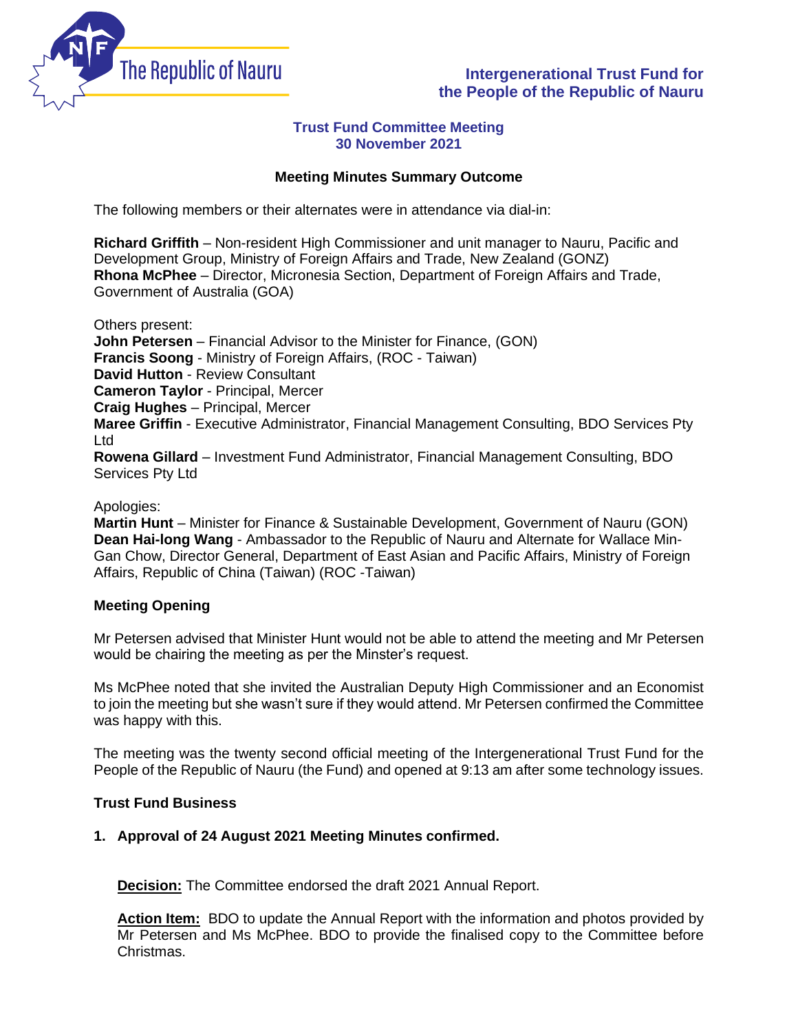The Republic of Nauru

**Intergenerational Trust Fund for the People of the Republic of Nauru**

**Trust Fund Committee Meeting**
**30 November 2021**

**Meeting Minutes Summary Outcome**

The following members or their alternates were in attendance via dial-in:

**Richard Griffith** – Non-resident High Commissioner and unit manager to Nauru, Pacific and Development Group, Ministry of Foreign Affairs and Trade, New Zealand (GONZ)
**Rhona McPhee** – Director, Micronesia Section, Department of Foreign Affairs and Trade, Government of Australia (GOA)

Others present:
**John Petersen** – Financial Advisor to the Minister for Finance, (GON)
**Francis Soong** - Ministry of Foreign Affairs, (ROC - Taiwan)
**David Hutton** - Review Consultant
**Cameron Taylor** - Principal, Mercer
**Craig Hughes** – Principal, Mercer
**Maree Griffin** - Executive Administrator, Financial Management Consulting, BDO Services Pty Ltd
**Rowena Gillard** – Investment Fund Administrator, Financial Management Consulting, BDO Services Pty Ltd

Apologies:
**Martin Hunt** – Minister for Finance & Sustainable Development, Government of Nauru (GON)
**Dean Hai-long Wang** - Ambassador to the Republic of Nauru and Alternate for Wallace Min-Gan Chow, Director General, Department of East Asian and Pacific Affairs, Ministry of Foreign Affairs, Republic of China (Taiwan) (ROC -Taiwan)

**Meeting Opening**

Mr Petersen advised that Minister Hunt would not be able to attend the meeting and Mr Petersen would be chairing the meeting as per the Minster's request.

Ms McPhee noted that she invited the Australian Deputy High Commissioner and an Economist to join the meeting but she wasn't sure if they would attend. Mr Petersen confirmed the Committee was happy with this.

The meeting was the twenty second official meeting of the Intergenerational Trust Fund for the People of the Republic of Nauru (the Fund) and opened at 9:13 am after some technology issues.

**Trust Fund Business**

**1. Approval of 24 August 2021 Meeting Minutes confirmed.**

**Decision:** The Committee endorsed the draft 2021 Annual Report.

**Action Item:** BDO to update the Annual Report with the information and photos provided by Mr Petersen and Ms McPhee. BDO to provide the finalised copy to the Committee before Christmas.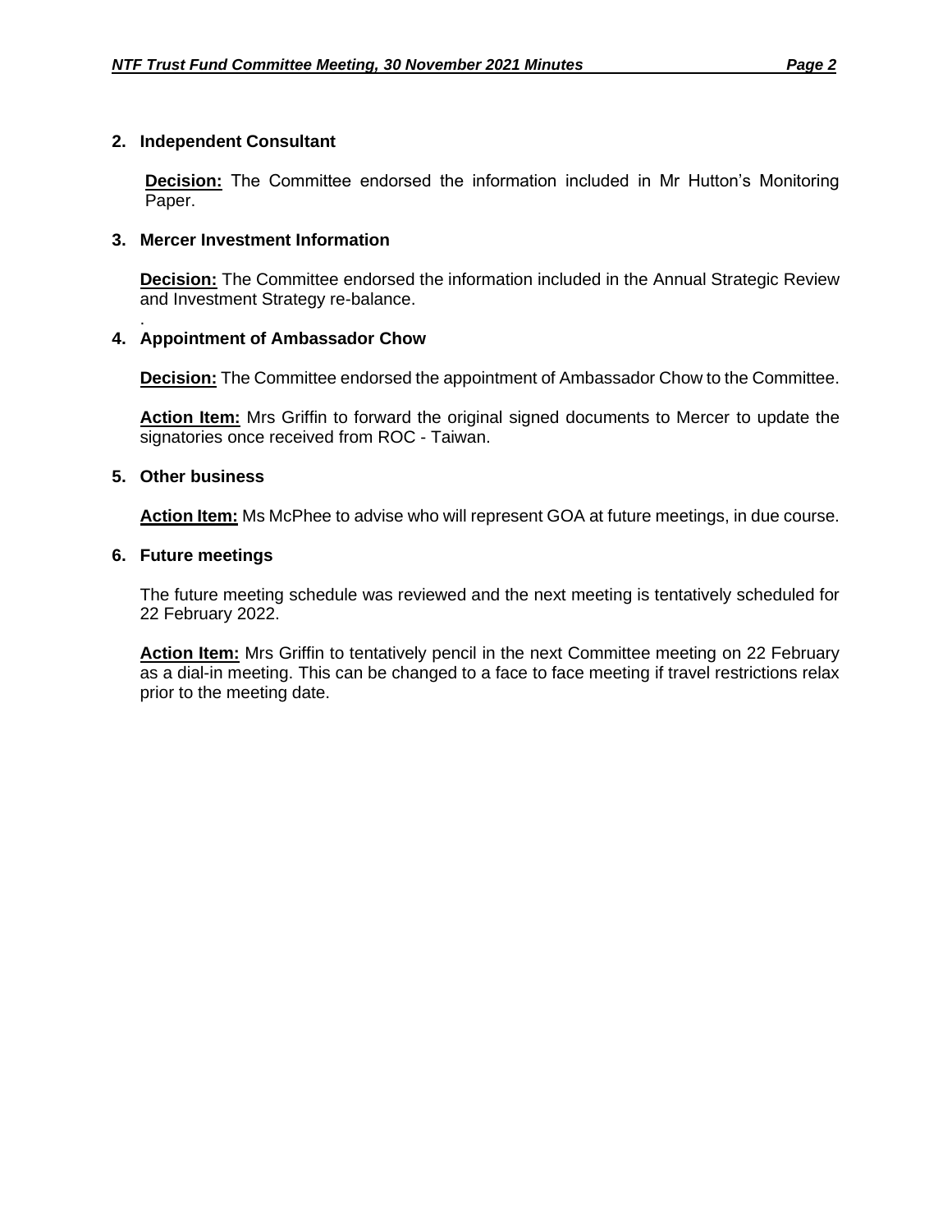## 2. Independent Consultant

**Decision:** The Committee endorsed the information included in Mr Hutton's Monitoring Paper.

## 3. Mercer Investment Information

**Decision:** The Committee endorsed the information included in the Annual Strategic Review and Investment Strategy re-balance.

.

## 4. Appointment of Ambassador Chow

**Decision:** The Committee endorsed the appointment of Ambassador Chow to the Committee.

**Action Item:** Mrs Griffin to forward the original signed documents to Mercer to update the signatories once received from ROC - Taiwan.

## 5. Other business

**Action Item:** Ms McPhee to advise who will represent GOA at future meetings, in due course.

## 6. Future meetings

The future meeting schedule was reviewed and the next meeting is tentatively scheduled for 22 February 2022.

**Action Item:** Mrs Griffin to tentatively pencil in the next Committee meeting on 22 February as a dial-in meeting. This can be changed to a face to face meeting if travel restrictions relax prior to the meeting date.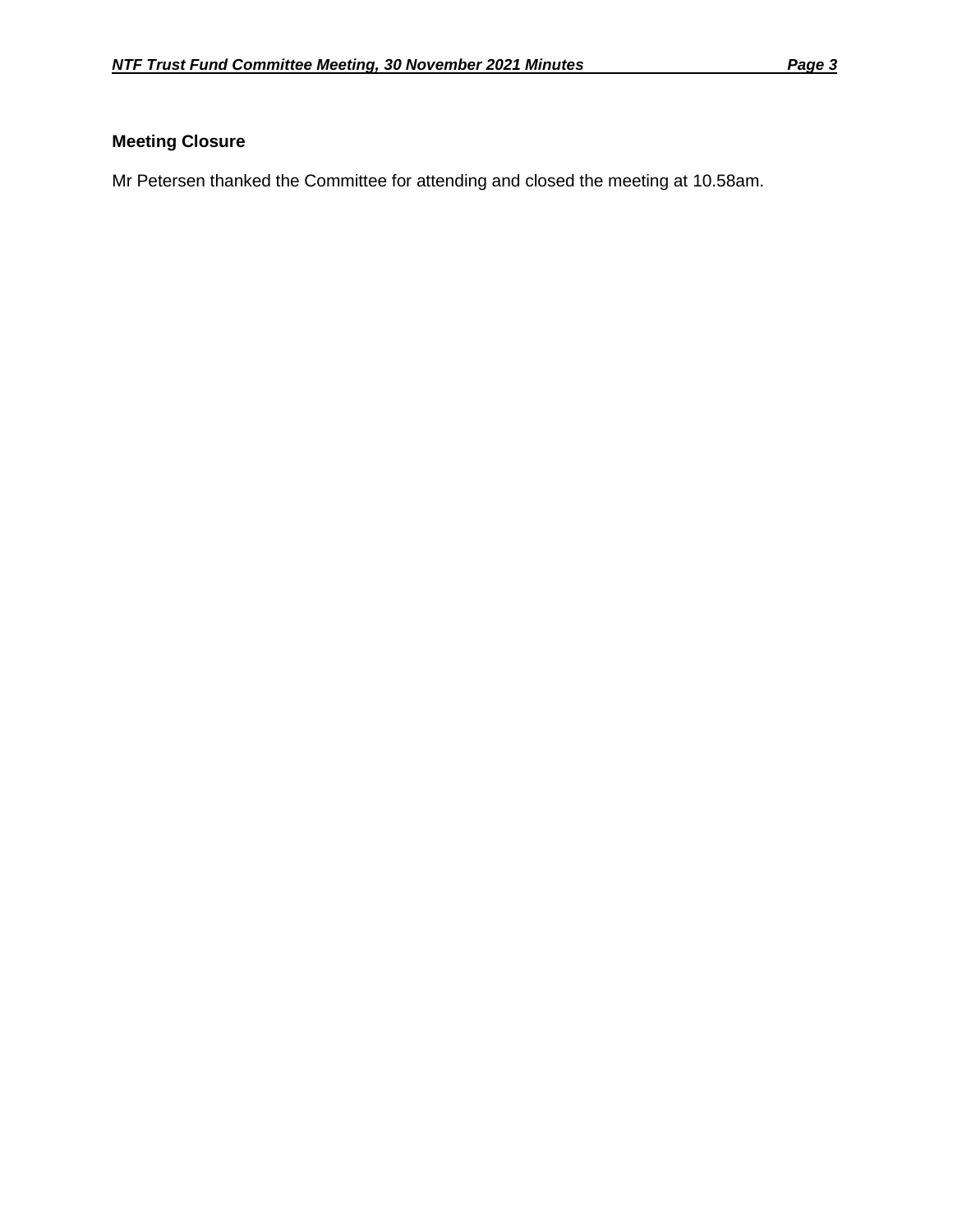**Meeting Closure**

Mr Petersen thanked the Committee for attending and closed the meeting at 10.58am.